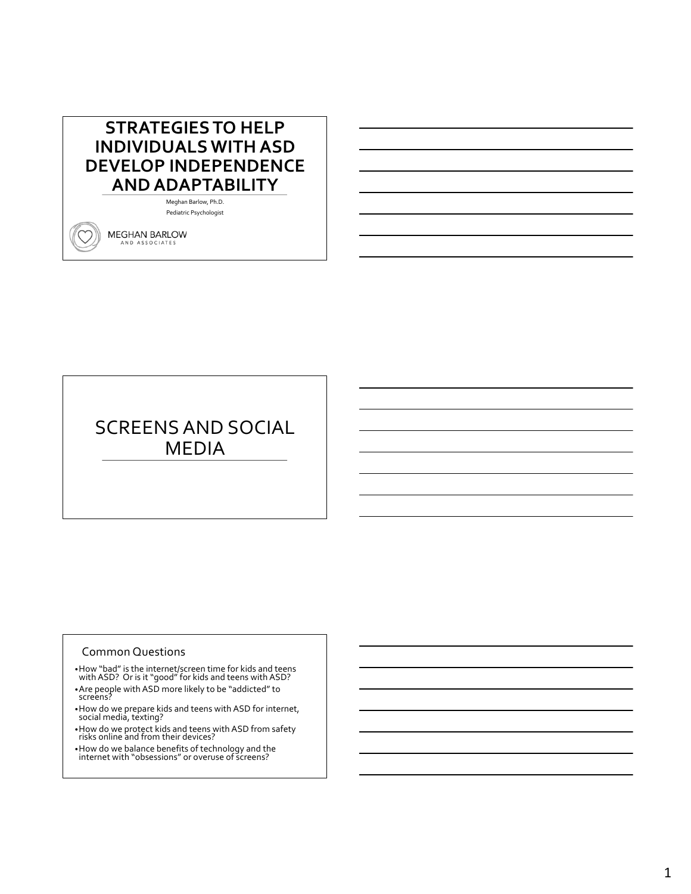# STRATEGIES TO HELP INDIVIDUALS WITH ASD DEVELOP INDEPENDENCE AND ADAPTABILITY

Meghan Barlow, Ph.D.

Pediatric Psychologist

MEGHAN BARLOW AND ASSOCIATES

# SCREENS AND SOCIAL MEDIA

## Common Questions

- How "bad" is the internet/screen time for kids and teens with ASD? Or is it "good" for kids and teens with ASD?
- Are people with ASD more likely to be "addicted" to screens?
- How do we prepare kids and teens with ASD for internet, social media, texting?
- How do we protect kids and teens with ASD from safety risks online and from their devices?
- How do we balance benefits of technology and the internet with "obsessions" or overuse of screens?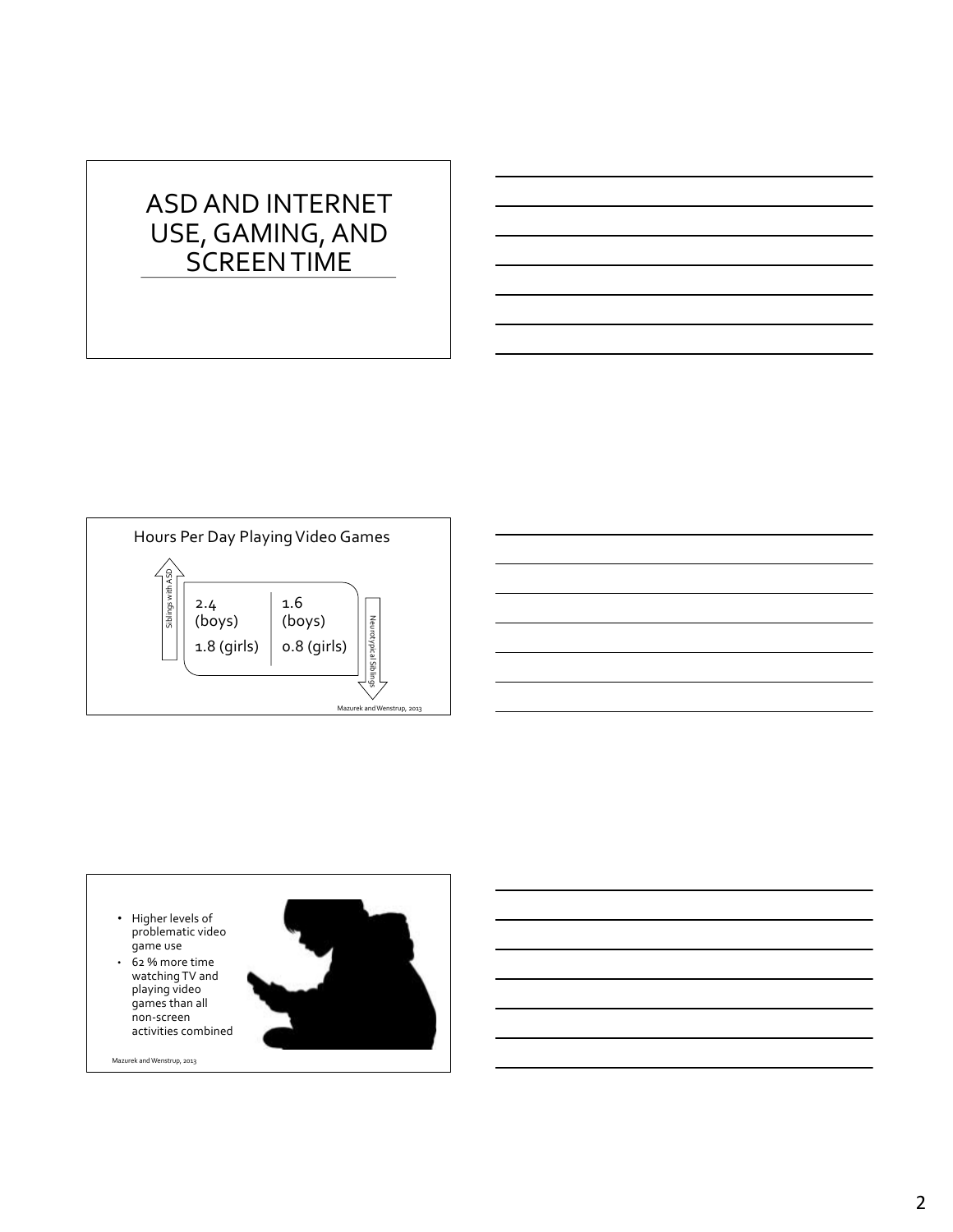# ASD AND INTERNET USE, GAMING, AND SCREEN TIME

## Hours Per Day Playing Video Games

| Siblings with ASD | Neurotypical Siblings |
| --- | --- |
| 2.4 (boys) | 1.6 (boys) |
| 1.8 (girls) | 0.8 (girls) |

Mazurek and Wenstrup, 2013

- Higher levels of problematic video game use
- 62 % more time watching TV and playing video games than all non-screen activities combined

Mazurek and Wenstrup, 2013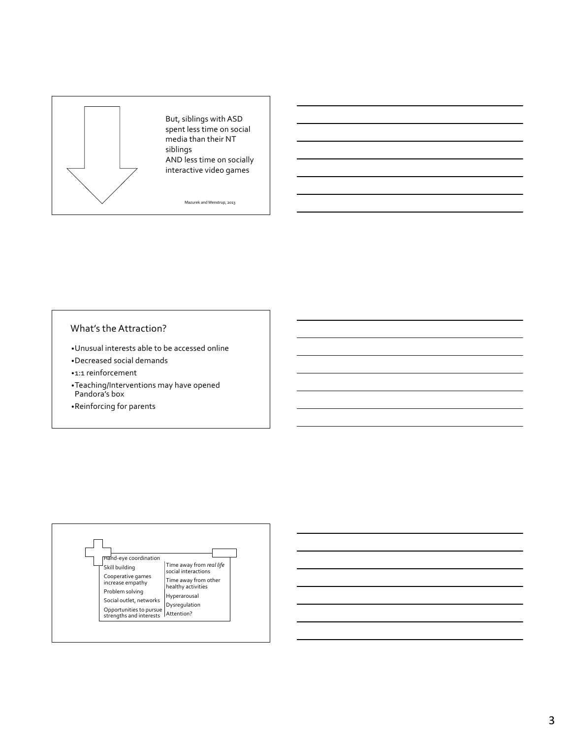But, siblings with ASD spent less time on social media than their NT siblings
AND less time on socially interactive video games

Mazurek and Wenstrup, 2013

---

## What's the Attraction?

- Unusual interests able to be accessed online
- Decreased social demands
- 1:1 reinforcement
- Teaching/Interventions may have opened Pandora's box
- Reinforcing for parents

---

| + | − |
| --- | --- |
| Hand-eye coordination | Time away from *real life* social interactions |
| Skill building | Time away from other healthy activities |
| Cooperative games increase empathy | Hyperarousal |
| Problem solving | Dysregulation |
| Social outlet, networks | Attention? |
| Opportunities to pursue strengths and interests | |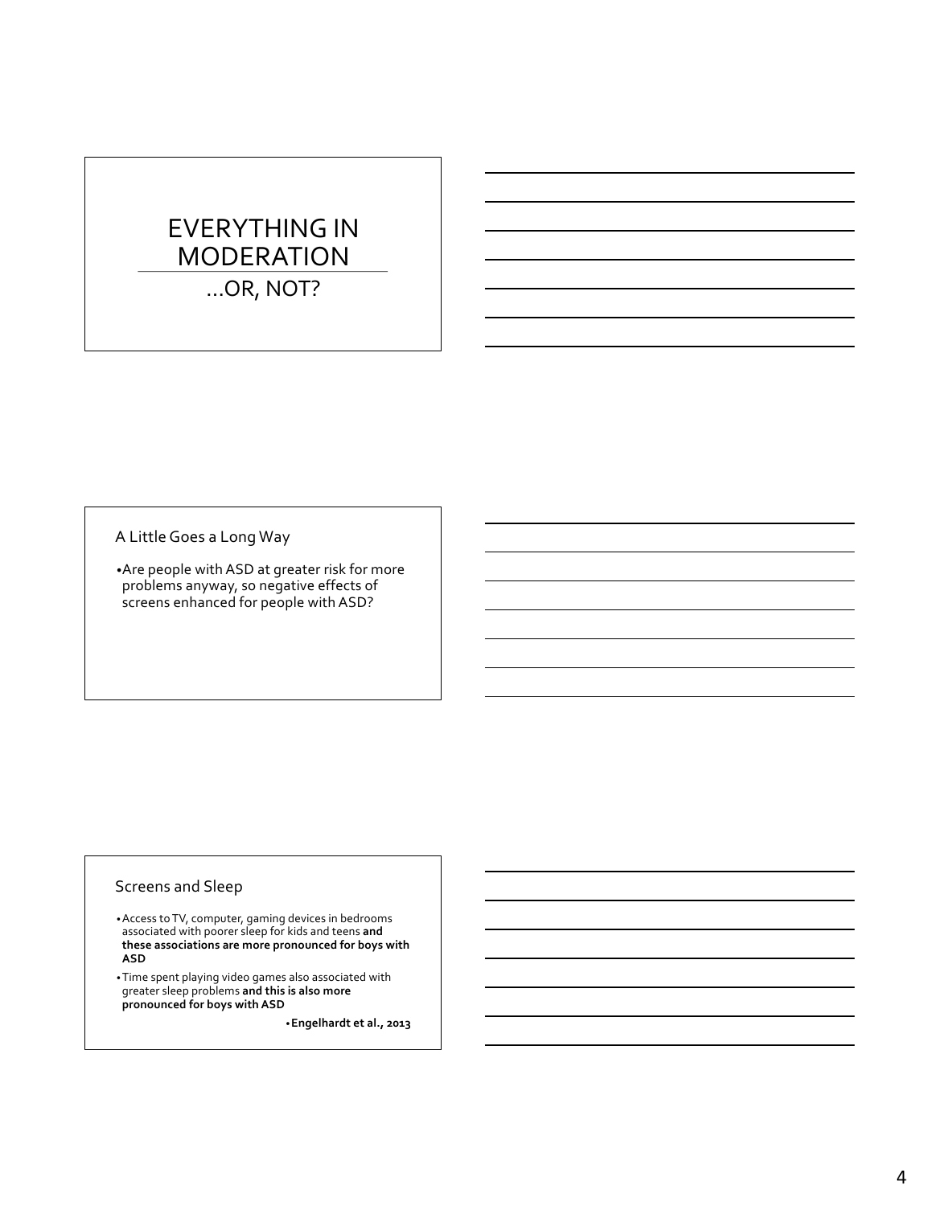# EVERYTHING IN MODERATION

## …OR, NOT?

## A Little Goes a Long Way

- Are people with ASD at greater risk for more problems anyway, so negative effects of screens enhanced for people with ASD?

## Screens and Sleep

- Access to TV, computer, gaming devices in bedrooms associated with poorer sleep for kids and teens **and these associations are more pronounced for boys with ASD**
- Time spent playing video games also associated with greater sleep problems **and this is also more pronounced for boys with ASD**

**Engelhardt et al., 2013**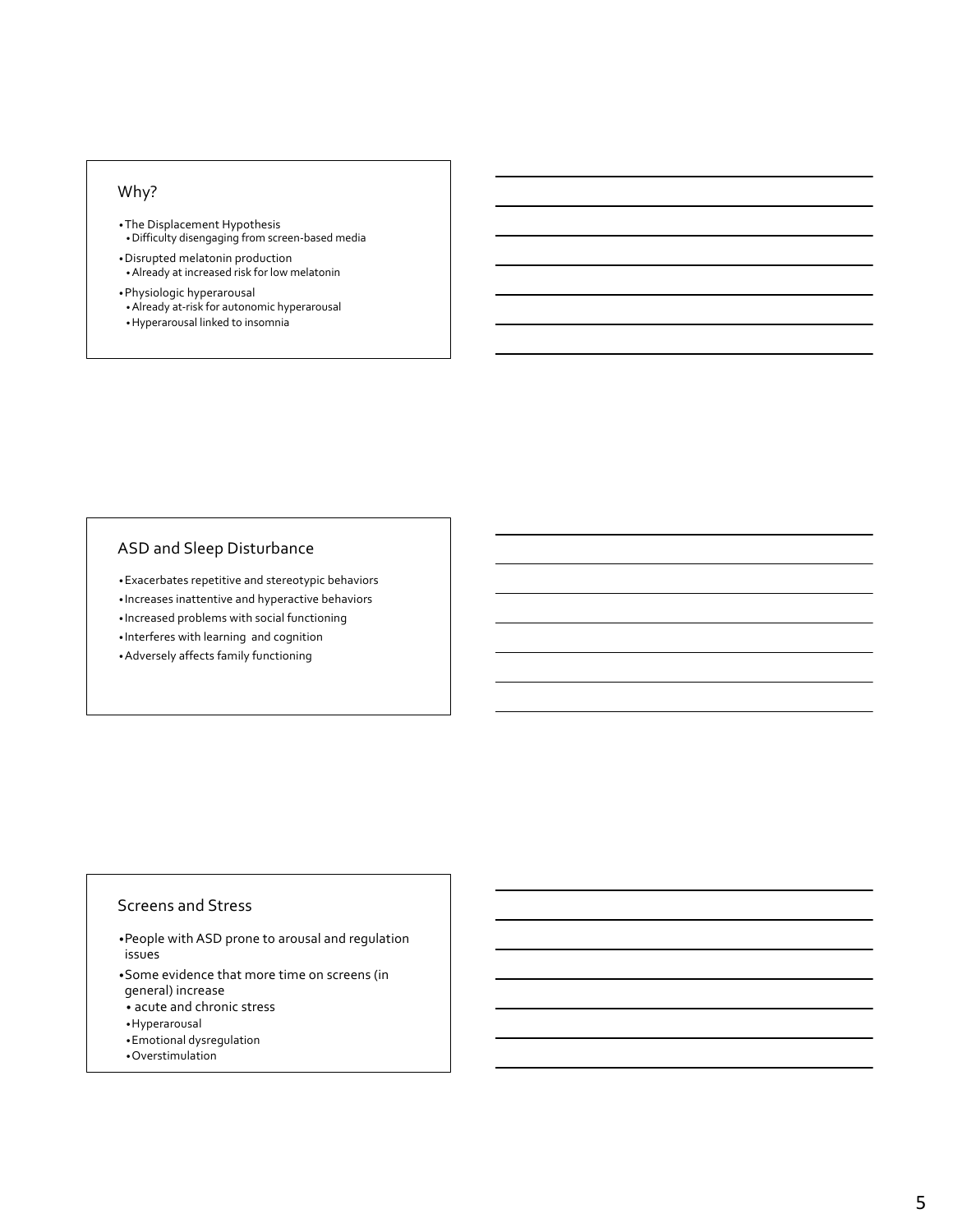## Why?

- The Displacement Hypothesis
  - Difficulty disengaging from screen-based media
- Disrupted melatonin production
  - Already at increased risk for low melatonin
- Physiologic hyperarousal
  - Already at-risk for autonomic hyperarousal
  - Hyperarousal linked to insomnia

## ASD and Sleep Disturbance

- Exacerbates repetitive and stereotypic behaviors
- Increases inattentive and hyperactive behaviors
- Increased problems with social functioning
- Interferes with learning and cognition
- Adversely affects family functioning

## Screens and Stress

- People with ASD prone to arousal and regulation issues
- Some evidence that more time on screens (in general) increase
  - acute and chronic stress
  - Hyperarousal
  - Emotional dysregulation
  - Overstimulation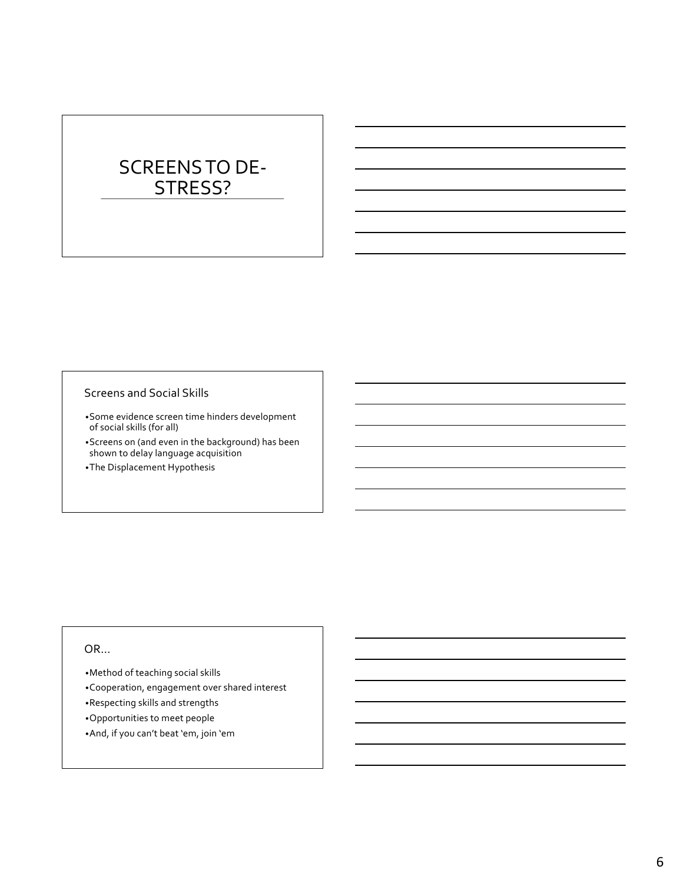# SCREENS TO DE-STRESS?

## Screens and Social Skills

- Some evidence screen time hinders development of social skills (for all)
- Screens on (and even in the background) has been shown to delay language acquisition
- The Displacement Hypothesis

## OR…

- Method of teaching social skills
- Cooperation, engagement over shared interest
- Respecting skills and strengths
- Opportunities to meet people
- And, if you can't beat 'em, join 'em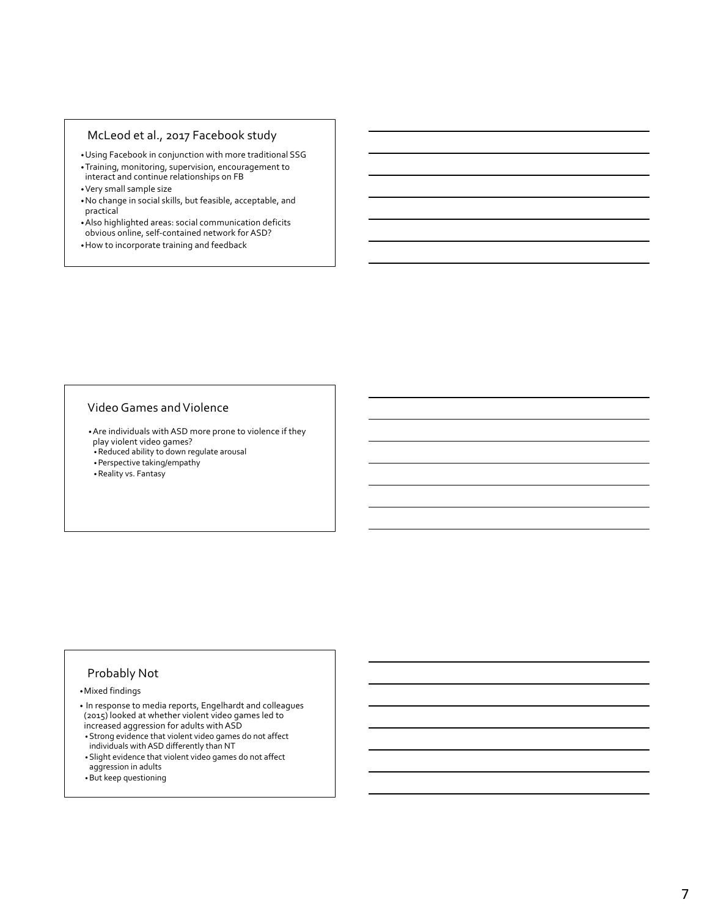## McLeod et al., 2017 Facebook study

- Using Facebook in conjunction with more traditional SSG
- Training, monitoring, supervision, encouragement to interact and continue relationships on FB
- Very small sample size
- No change in social skills, but feasible, acceptable, and practical
- Also highlighted areas: social communication deficits obvious online, self-contained network for ASD?
- How to incorporate training and feedback

## Video Games and Violence

- Are individuals with ASD more prone to violence if they play violent video games?
  - Reduced ability to down regulate arousal
  - Perspective taking/empathy
  - Reality vs. Fantasy

## Probably Not

- Mixed findings
- In response to media reports, Engelhardt and colleagues (2015) looked at whether violent video games led to increased aggression for adults with ASD
  - Strong evidence that violent video games do not affect individuals with ASD differently than NT
  - Slight evidence that violent video games do not affect aggression in adults
  - But keep questioning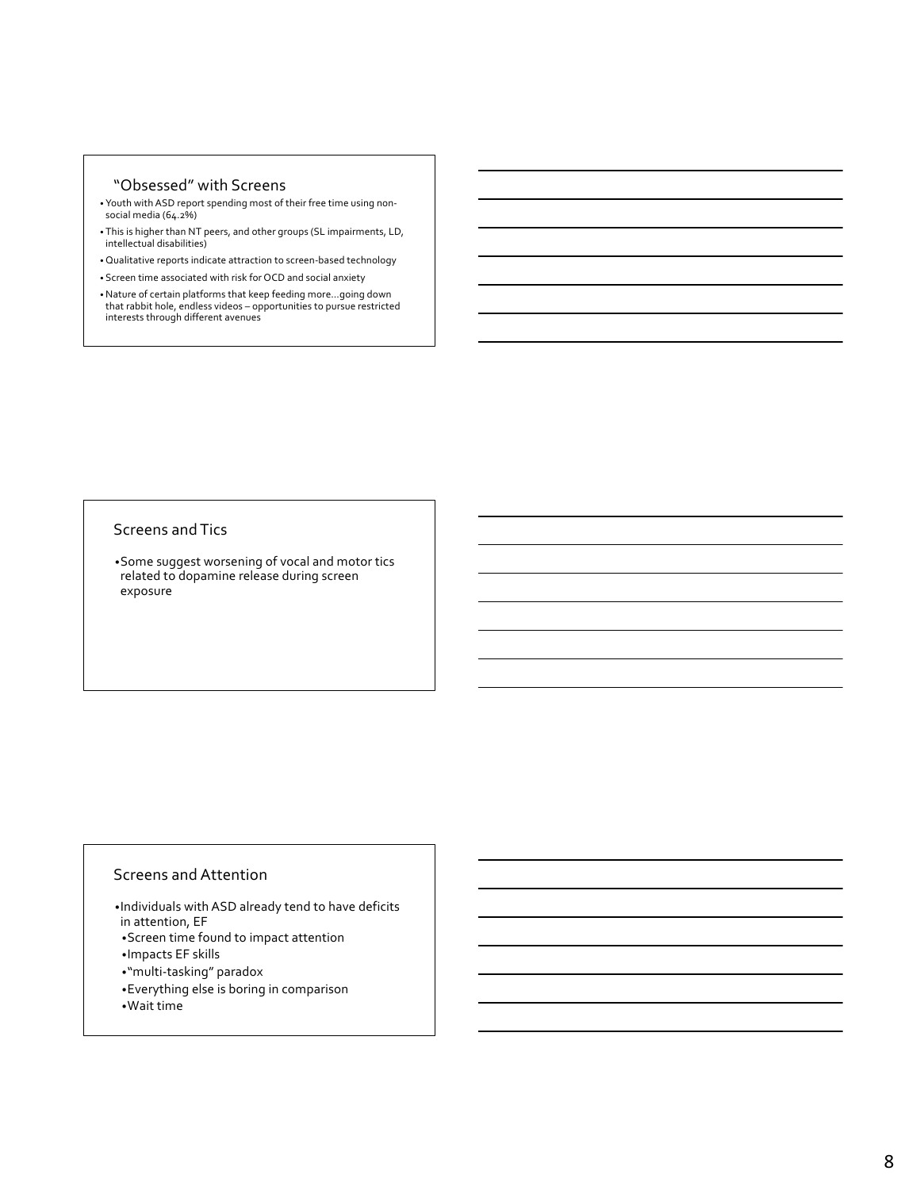## "Obsessed" with Screens

- Youth with ASD report spending most of their free time using non-social media (64.2%)
- This is higher than NT peers, and other groups (SL impairments, LD, intellectual disabilities)
- Qualitative reports indicate attraction to screen-based technology
- Screen time associated with risk for OCD and social anxiety
- Nature of certain platforms that keep feeding more…going down that rabbit hole, endless videos – opportunities to pursue restricted interests through different avenues

## Screens and Tics

- Some suggest worsening of vocal and motor tics related to dopamine release during screen exposure

## Screens and Attention

- Individuals with ASD already tend to have deficits in attention, EF
  - Screen time found to impact attention
  - Impacts EF skills
  - "multi-tasking" paradox
  - Everything else is boring in comparison
  - Wait time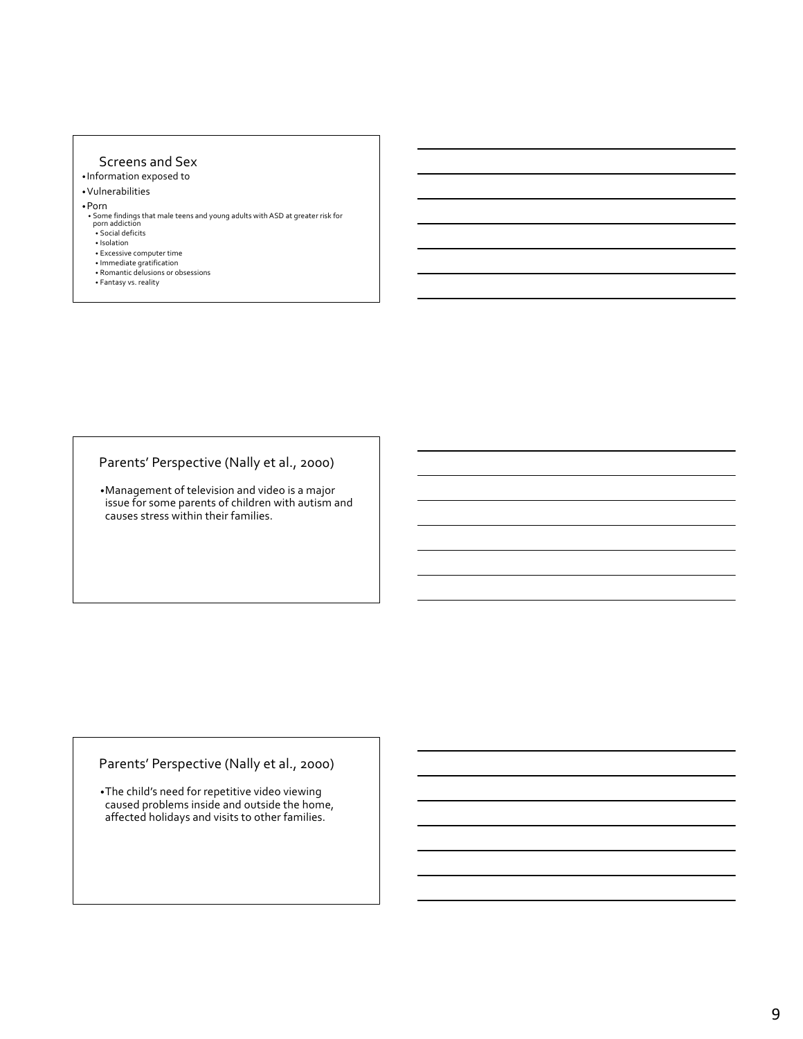## Screens and Sex

- Information exposed to
- Vulnerabilities
- Porn
  - Some findings that male teens and young adults with ASD at greater risk for porn addiction
    - Social deficits
    - Isolation
    - Excessive computer time
    - Immediate gratification
    - Romantic delusions or obsessions
    - Fantasy vs. reality

## Parents' Perspective (Nally et al., 2000)

- Management of television and video is a major issue for some parents of children with autism and causes stress within their families.

## Parents' Perspective (Nally et al., 2000)

- The child's need for repetitive video viewing caused problems inside and outside the home, affected holidays and visits to other families.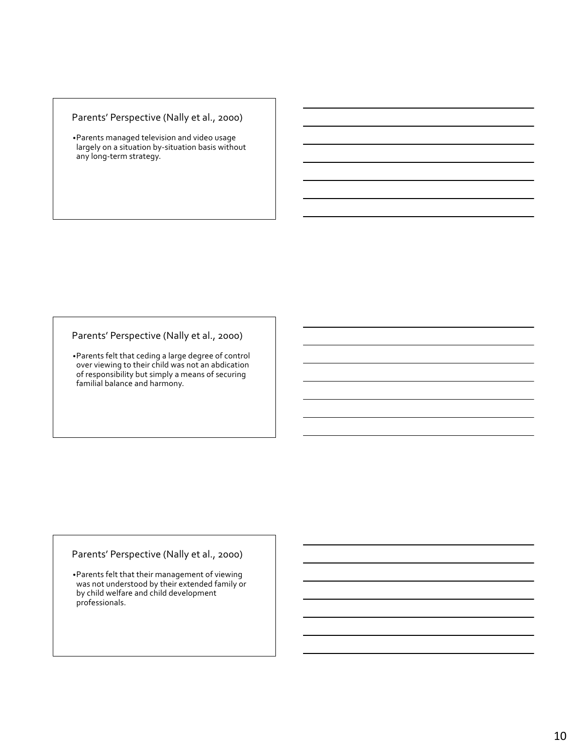## Parents' Perspective (Nally et al., 2000)

- Parents managed television and video usage largely on a situation by-situation basis without any long-term strategy.

## Parents' Perspective (Nally et al., 2000)

- Parents felt that ceding a large degree of control over viewing to their child was not an abdication of responsibility but simply a means of securing familial balance and harmony.

## Parents' Perspective (Nally et al., 2000)

- Parents felt that their management of viewing was not understood by their extended family or by child welfare and child development professionals.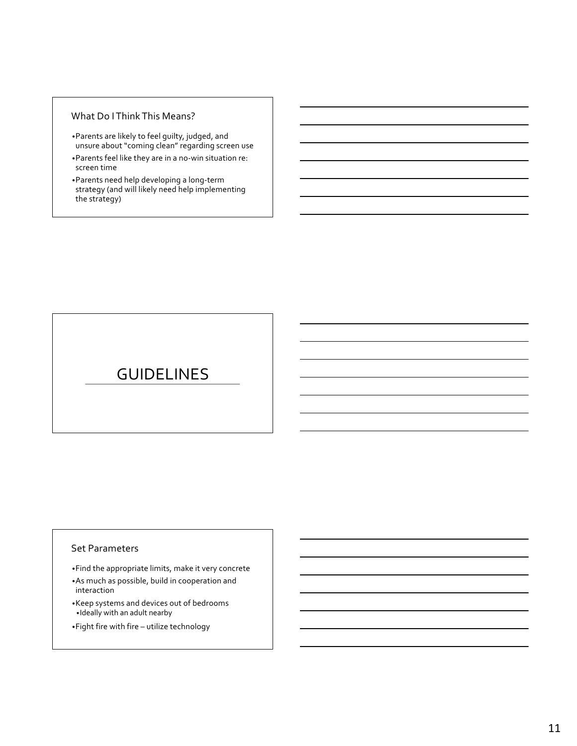## What Do I Think This Means?

- Parents are likely to feel guilty, judged, and unsure about "coming clean" regarding screen use
- Parents feel like they are in a no-win situation re: screen time
- Parents need help developing a long-term strategy (and will likely need help implementing the strategy)

# GUIDELINES

## Set Parameters

- Find the appropriate limits, make it very concrete
- As much as possible, build in cooperation and interaction
- Keep systems and devices out of bedrooms
  - Ideally with an adult nearby
- Fight fire with fire – utilize technology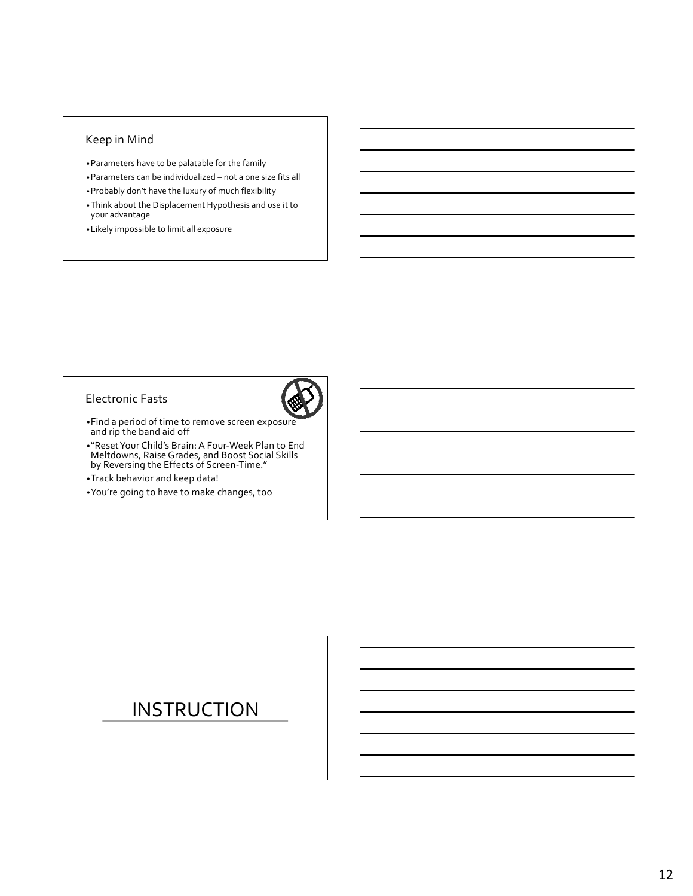## Keep in Mind

- Parameters have to be palatable for the family
- Parameters can be individualized – not a one size fits all
- Probably don't have the luxury of much flexibility
- Think about the Displacement Hypothesis and use it to your advantage
- Likely impossible to limit all exposure

## Electronic Fasts

- Find a period of time to remove screen exposure and rip the band aid off
- "Reset Your Child's Brain: A Four-Week Plan to End Meltdowns, Raise Grades, and Boost Social Skills by Reversing the Effects of Screen-Time."
- Track behavior and keep data!
- You're going to have to make changes, too

# INSTRUCTION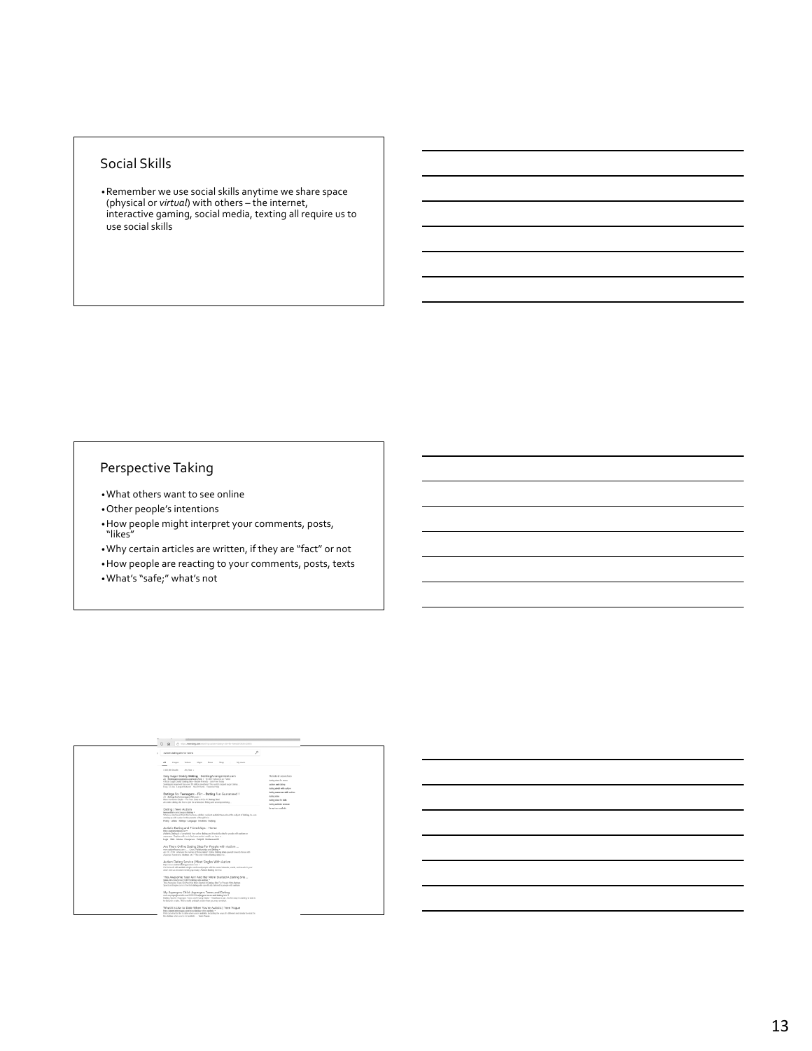## Social Skills

- Remember we use social skills anytime we share space (physical or *virtual*) with others – the internet, interactive gaming, social media, texting all require us to use social skills

## Perspective Taking

- What others want to see online
- Other people's intentions
- How people might interpret your comments, posts, "likes"
- Why certain articles are written, if they are "fact" or not
- How people are reacting to your comments, posts, texts
- What's "safe;" what's not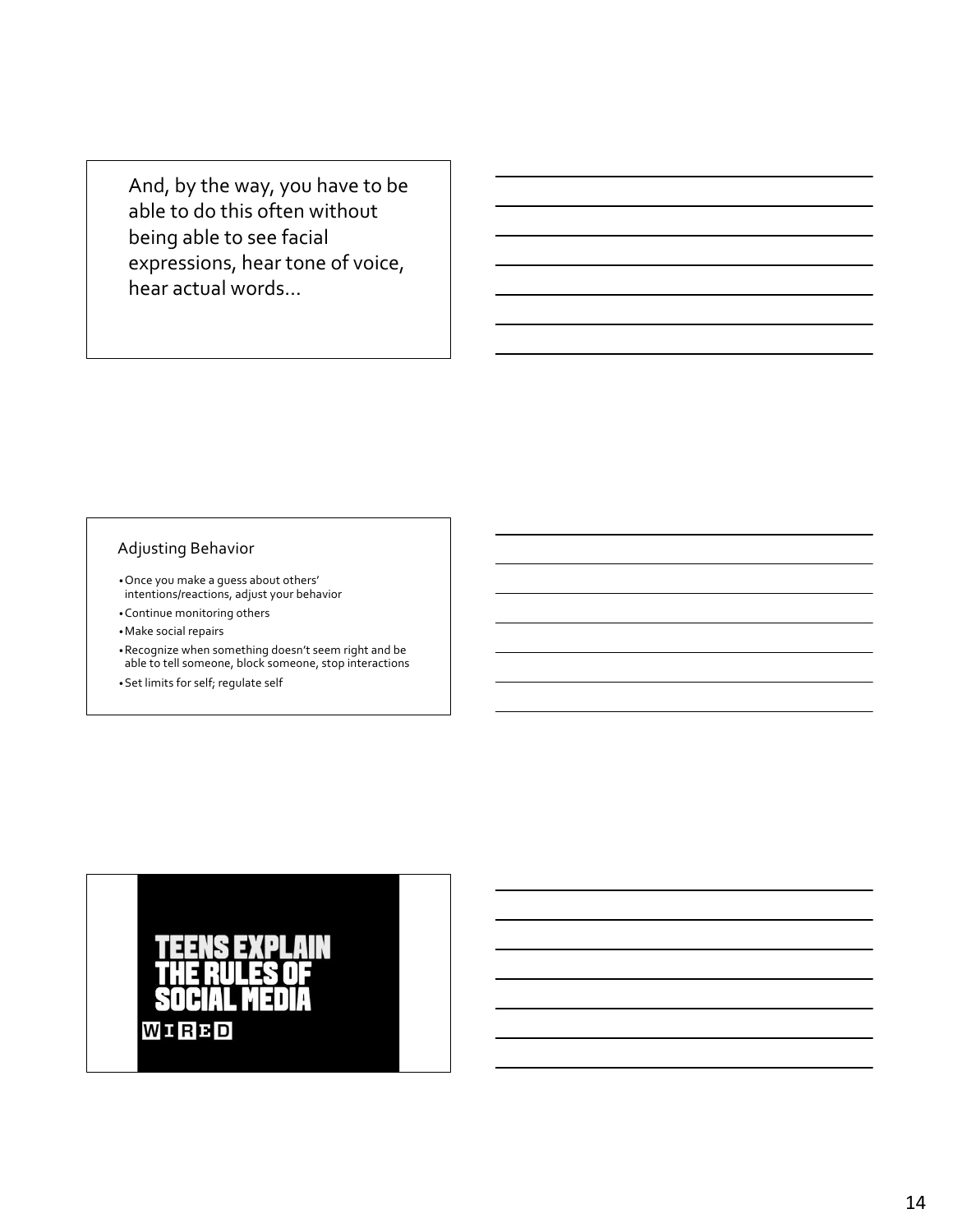And, by the way, you have to be able to do this often without being able to see facial expressions, hear tone of voice, hear actual words…

## Adjusting Behavior

- Once you make a guess about others' intentions/reactions, adjust your behavior
- Continue monitoring others
- Make social repairs
- Recognize when something doesn't seem right and be able to tell someone, block someone, stop interactions
- Set limits for self; regulate self

TEENS EXPLAIN THE RULES OF SOCIAL MEDIA

WIRED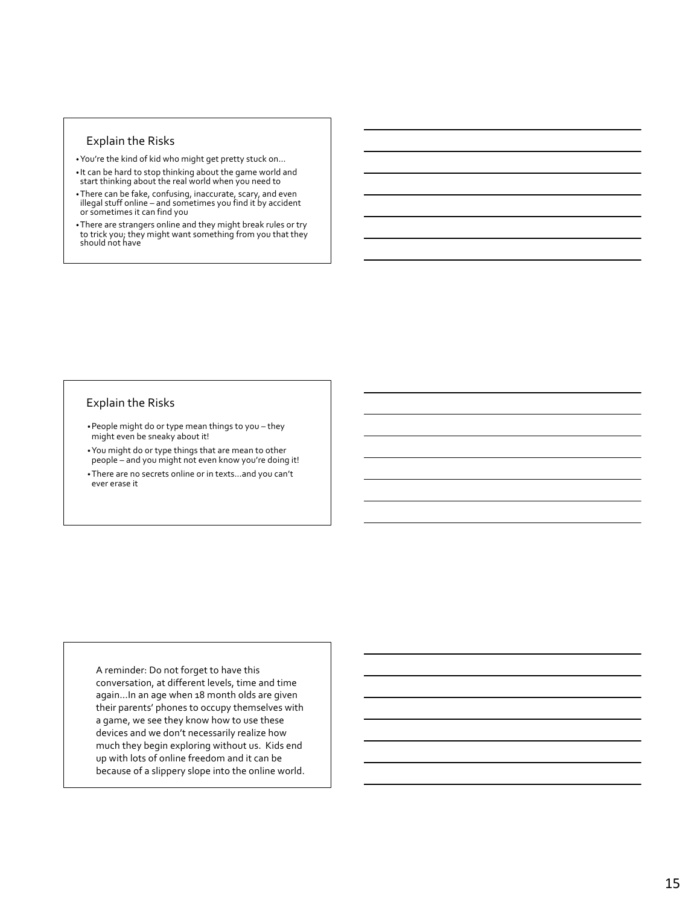## Explain the Risks

- You're the kind of kid who might get pretty stuck on…
- It can be hard to stop thinking about the game world and start thinking about the real world when you need to
- There can be fake, confusing, inaccurate, scary, and even illegal stuff online – and sometimes you find it by accident or sometimes it can find you
- There are strangers online and they might break rules or try to trick you; they might want something from you that they should not have

## Explain the Risks

- People might do or type mean things to you – they might even be sneaky about it!
- You might do or type things that are mean to other people – and you might not even know you're doing it!
- There are no secrets online or in texts…and you can't ever erase it

A reminder: Do not forget to have this conversation, at different levels, time and time again…In an age when 18 month olds are given their parents' phones to occupy themselves with a game, we see they know how to use these devices and we don't necessarily realize how much they begin exploring without us. Kids end up with lots of online freedom and it can be because of a slippery slope into the online world.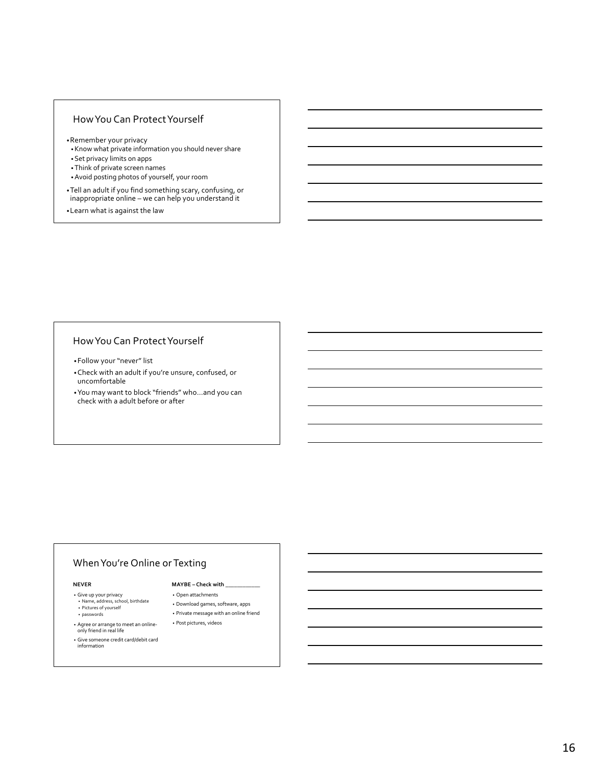## How You Can Protect Yourself

- Remember your privacy
  - Know what private information you should never share
  - Set privacy limits on apps
  - Think of private screen names
  - Avoid posting photos of yourself, your room
- Tell an adult if you find something scary, confusing, or inappropriate online – we can help you understand it
- Learn what is against the law

## How You Can Protect Yourself

- Follow your "never" list
- Check with an adult if you're unsure, confused, or uncomfortable
- You may want to block "friends" who…and you can check with a adult before or after

## When You're Online or Texting

**NEVER**

- Give up your privacy
  - Name, address, school, birthdate
  - Pictures of yourself
  - passwords
- Agree or arrange to meet an online-only friend in real life
- Give someone credit card/debit card information

**MAYBE – Check with \_\_\_\_\_\_\_\_\_\_\_**

- Open attachments
- Download games, software, apps
- Private message with an online friend
- Post pictures, videos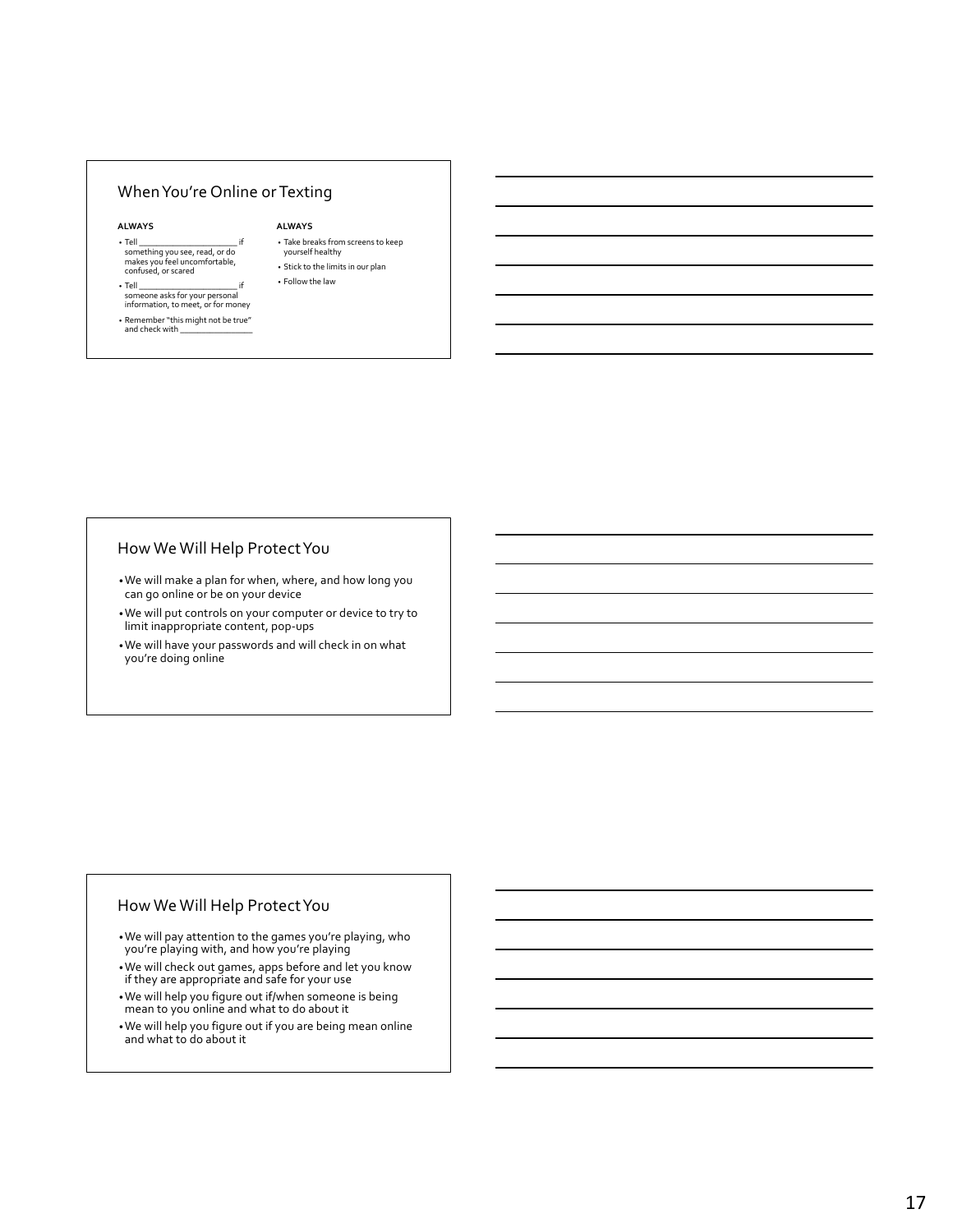## When You're Online or Texting

**ALWAYS**

- Tell ______________________ if something you see, read, or do makes you feel uncomfortable, confused, or scared
- Tell ______________________ if someone asks for your personal information, to meet, or for money
- Remember "this might not be true" and check with ________________

**ALWAYS**

- Take breaks from screens to keep yourself healthy
- Stick to the limits in our plan
- Follow the law

## How We Will Help Protect You

- We will make a plan for when, where, and how long you can go online or be on your device
- We will put controls on your computer or device to try to limit inappropriate content, pop-ups
- We will have your passwords and will check in on what you're doing online

## How We Will Help Protect You

- We will pay attention to the games you're playing, who you're playing with, and how you're playing
- We will check out games, apps before and let you know if they are appropriate and safe for your use
- We will help you figure out if/when someone is being mean to you online and what to do about it
- We will help you figure out if you are being mean online and what to do about it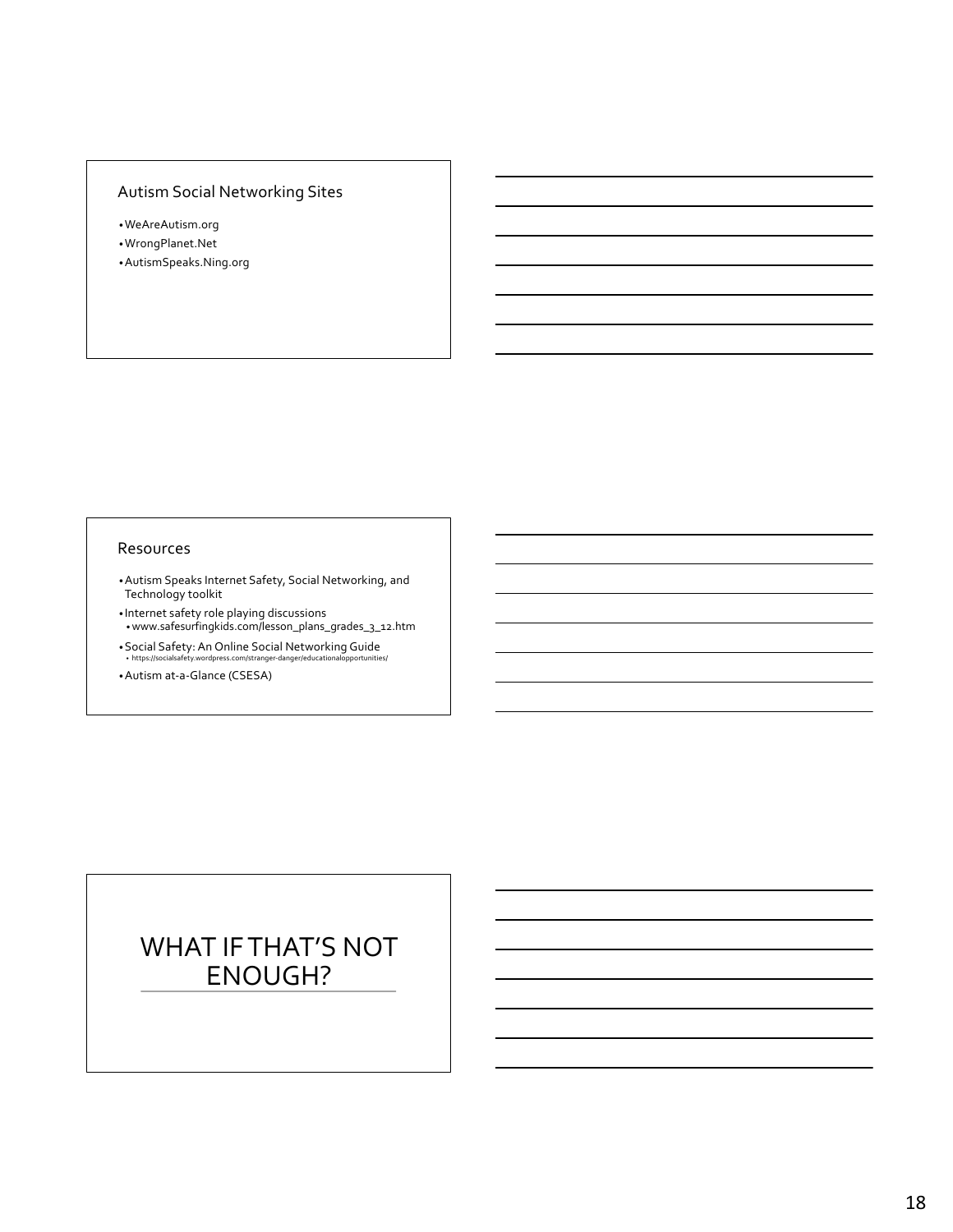## Autism Social Networking Sites

- WeAreAutism.org
- WrongPlanet.Net
- AutismSpeaks.Ning.org

## Resources

- Autism Speaks Internet Safety, Social Networking, and Technology toolkit
- Internet safety role playing discussions
  - www.safesurfingkids.com/lesson_plans_grades_3_12.htm
- Social Safety: An Online Social Networking Guide
  - https://socialsafety.wordpress.com/stranger-danger/educationalopportunities/
- Autism at-a-Glance (CSESA)

# WHAT IF THAT'S NOT ENOUGH?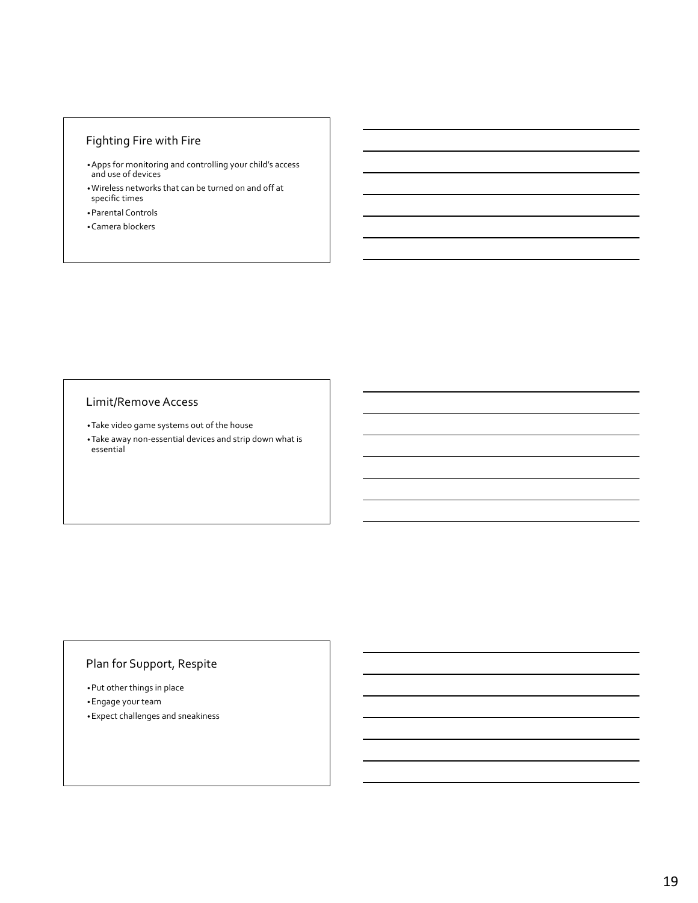## Fighting Fire with Fire

- Apps for monitoring and controlling your child's access and use of devices
- Wireless networks that can be turned on and off at specific times
- Parental Controls
- Camera blockers

## Limit/Remove Access

- Take video game systems out of the house
- Take away non-essential devices and strip down what is essential

## Plan for Support, Respite

- Put other things in place
- Engage your team
- Expect challenges and sneakiness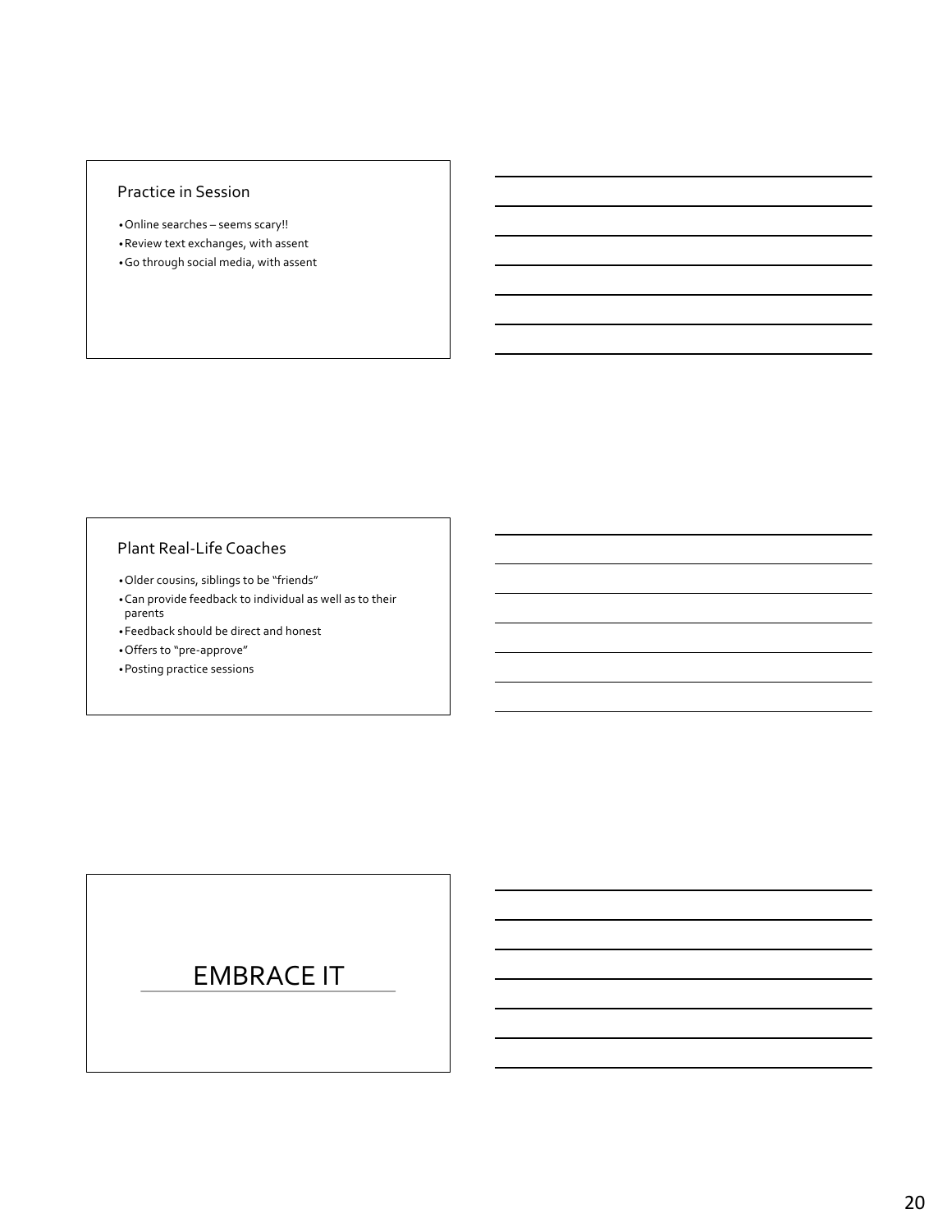## Practice in Session

- Online searches – seems scary!!
- Review text exchanges, with assent
- Go through social media, with assent

## Plant Real-Life Coaches

- Older cousins, siblings to be "friends"
- Can provide feedback to individual as well as to their parents
- Feedback should be direct and honest
- Offers to "pre-approve"
- Posting practice sessions

## EMBRACE IT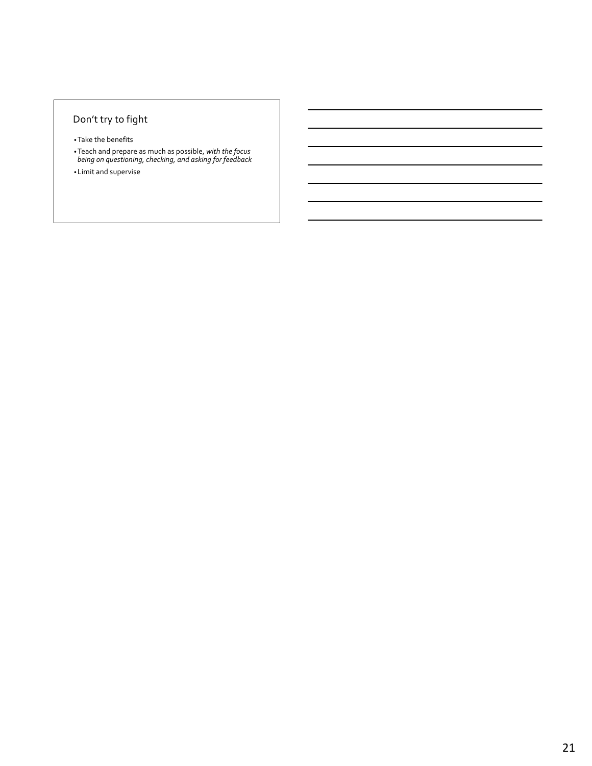## Don't try to fight

- Take the benefits
- Teach and prepare as much as possible, *with the focus being on questioning, checking, and asking for feedback*
- Limit and supervise